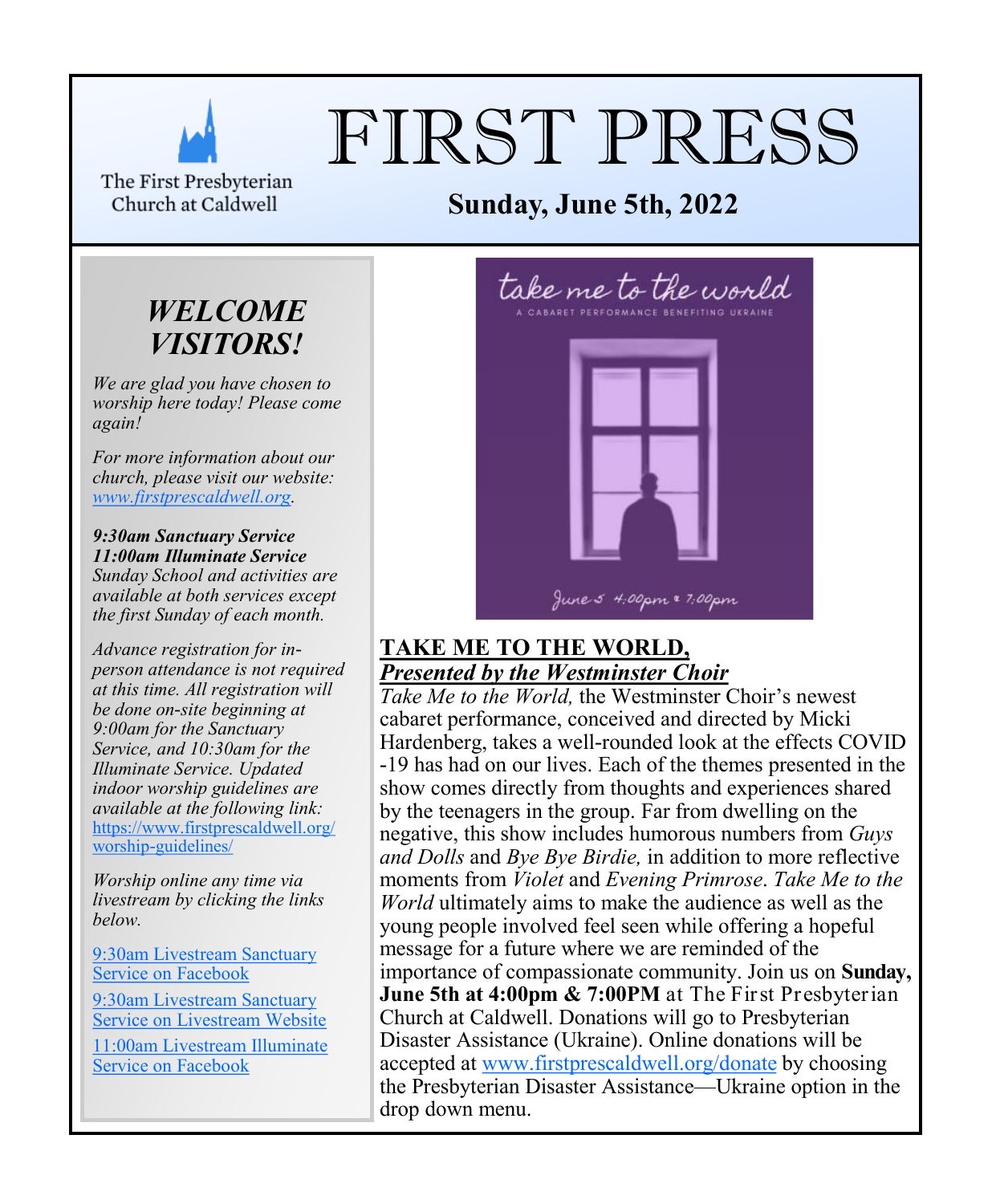The First Presbyterian Church at Caldwell

# FIRST PRESS

**Sunday, June 5th, 2022**

## *WELCOME VISITORS!*

*We are glad you have chosen to worship here today! Please come again!*

*For more information about our church, please visit our website: [www.firstprescaldwell.org](www.firstprescaldwell.org).*

***9:30am Sanctuary Service***
***11:00am Illuminate Service***
*Sunday School and activities are available at both services except the first Sunday of each month.*

*Advance registration for in-person attendance is not required at this time. All registration will be done on-site beginning at 9:00am for the Sanctuary Service, and 10:30am for the Illuminate Service. Updated indoor worship guidelines are available at the following link:* [https://www.firstprescaldwell.org/worship-guidelines/](https://www.firstprescaldwell.org/worship-guidelines/)

*Worship online any time via livestream by clicking the links below.*

[9:30am Livestream Sanctuary Service on Facebook]

[9:30am Livestream Sanctuary Service on Livestream Website]

[11:00am Livestream Illuminate Service on Facebook]

take me to the world
A CABARET PERFORMANCE BENEFITING UKRAINE
June 5 4:00pm & 7:00pm

## TAKE ME TO THE WORLD, *Presented by the Westminster Choir*

*Take Me to the World,* the Westminster Choir's newest cabaret performance, conceived and directed by Micki Hardenberg, takes a well-rounded look at the effects COVID-19 has had on our lives. Each of the themes presented in the show comes directly from thoughts and experiences shared by the teenagers in the group. Far from dwelling on the negative, this show includes humorous numbers from *Guys and Dolls* and *Bye Bye Birdie,* in addition to more reflective moments from *Violet* and *Evening Primrose*. *Take Me to the World* ultimately aims to make the audience as well as the young people involved feel seen while offering a hopeful message for a future where we are reminded of the importance of compassionate community. Join us on **Sunday, June 5th at 4:00pm & 7:00PM** at The First Presbyterian Church at Caldwell. Donations will go to Presbyterian Disaster Assistance (Ukraine). Online donations will be accepted at [www.firstprescaldwell.org/donate](www.firstprescaldwell.org/donate) by choosing the Presbyterian Disaster Assistance—Ukraine option in the drop down menu.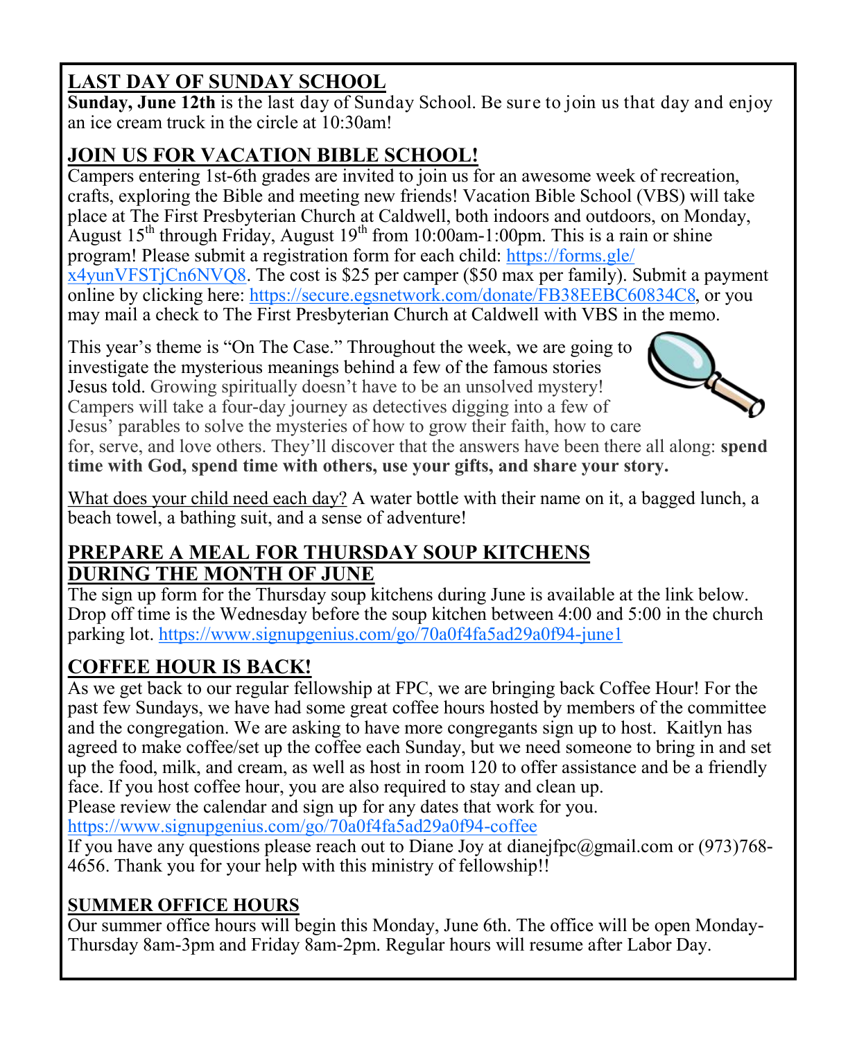## LAST DAY OF SUNDAY SCHOOL

**Sunday, June 12th** is the last day of Sunday School. Be sure to join us that day and enjoy an ice cream truck in the circle at 10:30am!

## JOIN US FOR VACATION BIBLE SCHOOL!

Campers entering 1st-6th grades are invited to join us for an awesome week of recreation, crafts, exploring the Bible and meeting new friends! Vacation Bible School (VBS) will take place at The First Presbyterian Church at Caldwell, both indoors and outdoors, on Monday, August 15th through Friday, August 19th from 10:00am-1:00pm. This is a rain or shine program! Please submit a registration form for each child: https://forms.gle/x4yunVFSTjCn6NVQ8. The cost is $25 per camper ($50 max per family). Submit a payment online by clicking here: https://secure.egsnetwork.com/donate/FB38EEBC60834C8, or you may mail a check to The First Presbyterian Church at Caldwell with VBS in the memo.

This year's theme is "On The Case." Throughout the week, we are going to investigate the mysterious meanings behind a few of the famous stories Jesus told. Growing spiritually doesn't have to be an unsolved mystery! Campers will take a four-day journey as detectives digging into a few of Jesus' parables to solve the mysteries of how to grow their faith, how to care for, serve, and love others. They'll discover that the answers have been there all along: **spend time with God, spend time with others, use your gifts, and share your story.**

What does your child need each day? A water bottle with their name on it, a bagged lunch, a beach towel, a bathing suit, and a sense of adventure!

## PREPARE A MEAL FOR THURSDAY SOUP KITCHENS DURING THE MONTH OF JUNE

The sign up form for the Thursday soup kitchens during June is available at the link below. Drop off time is the Wednesday before the soup kitchen between 4:00 and 5:00 in the church parking lot. https://www.signupgenius.com/go/70a0f4fa5ad29a0f94-june1

## COFFEE HOUR IS BACK!

As we get back to our regular fellowship at FPC, we are bringing back Coffee Hour! For the past few Sundays, we have had some great coffee hours hosted by members of the committee and the congregation. We are asking to have more congregants sign up to host. Kaitlyn has agreed to make coffee/set up the coffee each Sunday, but we need someone to bring in and set up the food, milk, and cream, as well as host in room 120 to offer assistance and be a friendly face. If you host coffee hour, you are also required to stay and clean up.
Please review the calendar and sign up for any dates that work for you.
https://www.signupgenius.com/go/70a0f4fa5ad29a0f94-coffee
If you have any questions please reach out to Diane Joy at dianejfpc@gmail.com or (973)768-4656. Thank you for your help with this ministry of fellowship!!

## SUMMER OFFICE HOURS

Our summer office hours will begin this Monday, June 6th. The office will be open Monday-Thursday 8am-3pm and Friday 8am-2pm. Regular hours will resume after Labor Day.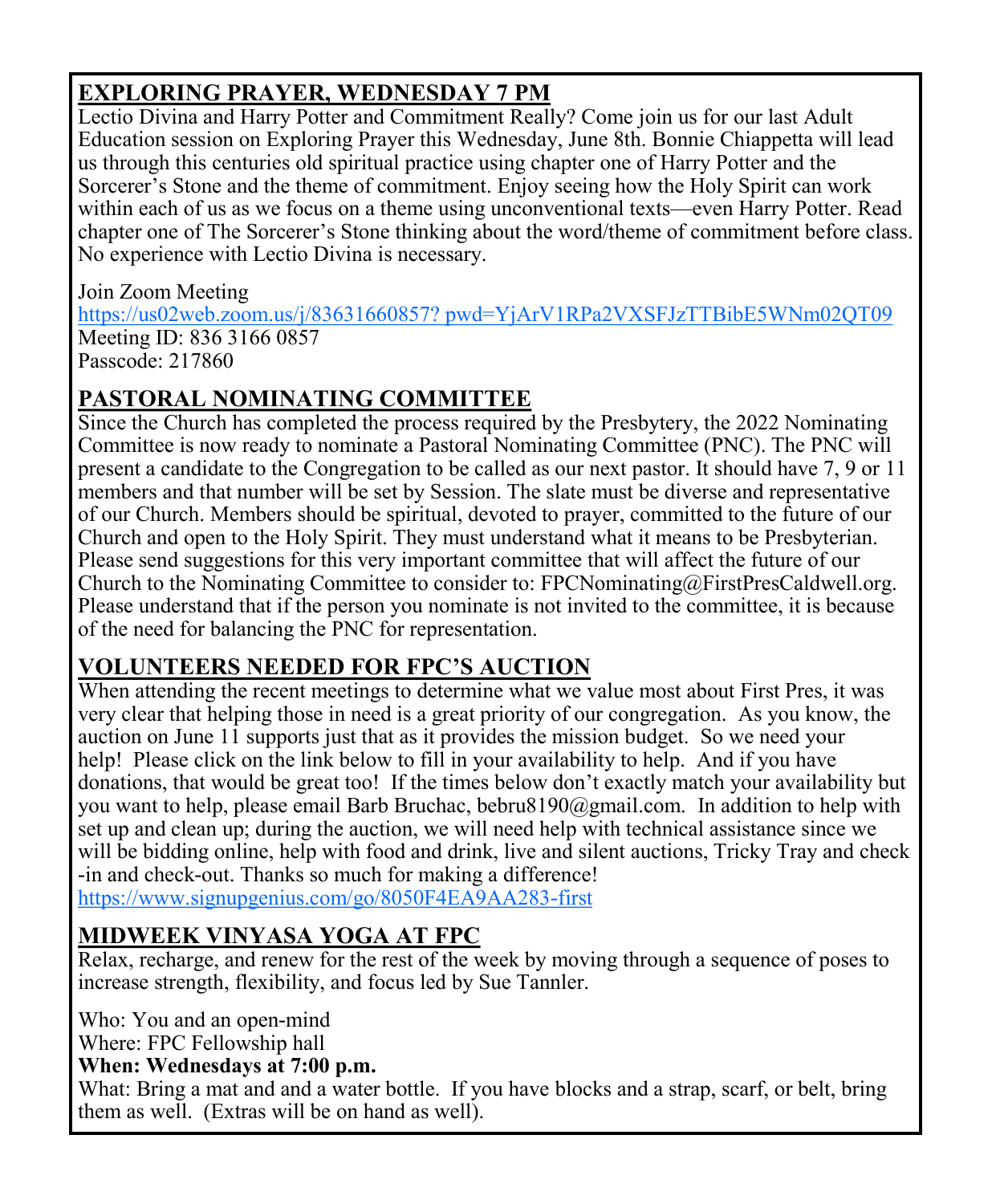## EXPLORING PRAYER, WEDNESDAY 7 PM

Lectio Divina and Harry Potter and Commitment Really? Come join us for our last Adult Education session on Exploring Prayer this Wednesday, June 8th. Bonnie Chiappetta will lead us through this centuries old spiritual practice using chapter one of Harry Potter and the Sorcerer's Stone and the theme of commitment. Enjoy seeing how the Holy Spirit can work within each of us as we focus on a theme using unconventional texts—even Harry Potter. Read chapter one of The Sorcerer's Stone thinking about the word/theme of commitment before class. No experience with Lectio Divina is necessary.

Join Zoom Meeting
https://us02web.zoom.us/j/83631660857? pwd=YjArV1RPa2VXSFJzTTBibE5WNm02QT09
Meeting ID: 836 3166 0857
Passcode: 217860

## PASTORAL NOMINATING COMMITTEE

Since the Church has completed the process required by the Presbytery, the 2022 Nominating Committee is now ready to nominate a Pastoral Nominating Committee (PNC). The PNC will present a candidate to the Congregation to be called as our next pastor. It should have 7, 9 or 11 members and that number will be set by Session. The slate must be diverse and representative of our Church. Members should be spiritual, devoted to prayer, committed to the future of our Church and open to the Holy Spirit. They must understand what it means to be Presbyterian. Please send suggestions for this very important committee that will affect the future of our Church to the Nominating Committee to consider to: FPCNominating@FirstPresCaldwell.org. Please understand that if the person you nominate is not invited to the committee, it is because of the need for balancing the PNC for representation.

## VOLUNTEERS NEEDED FOR FPC'S AUCTION

When attending the recent meetings to determine what we value most about First Pres, it was very clear that helping those in need is a great priority of our congregation. As you know, the auction on June 11 supports just that as it provides the mission budget. So we need your help! Please click on the link below to fill in your availability to help. And if you have donations, that would be great too! If the times below don't exactly match your availability but you want to help, please email Barb Bruchac, bebru8190@gmail.com. In addition to help with set up and clean up; during the auction, we will need help with technical assistance since we will be bidding online, help with food and drink, live and silent auctions, Tricky Tray and check-in and check-out. Thanks so much for making a difference!
https://www.signupgenius.com/go/8050F4EA9AA283-first

## MIDWEEK VINYASA YOGA AT FPC

Relax, recharge, and renew for the rest of the week by moving through a sequence of poses to increase strength, flexibility, and focus led by Sue Tannler.

Who: You and an open-mind
Where: FPC Fellowship hall
**When: Wednesdays at 7:00 p.m.**
What: Bring a mat and and a water bottle. If you have blocks and a strap, scarf, or belt, bring them as well. (Extras will be on hand as well).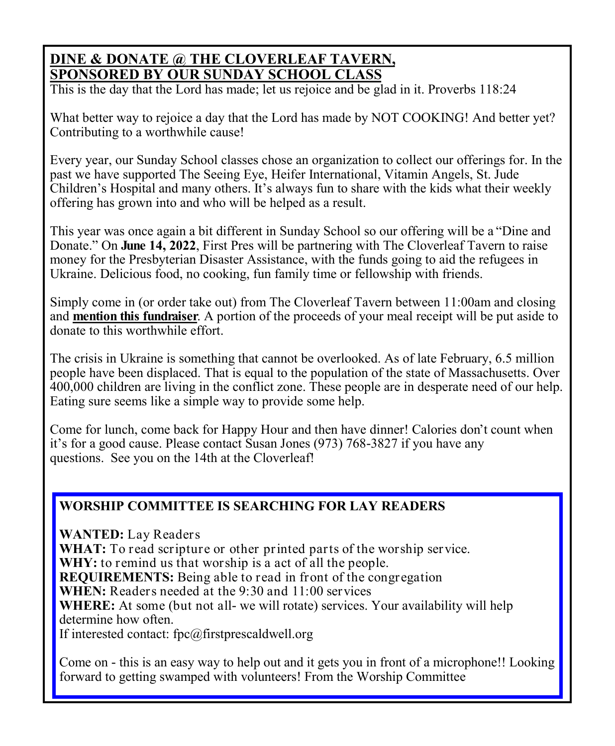## DINE & DONATE @ THE CLOVERLEAF TAVERN, SPONSORED BY OUR SUNDAY SCHOOL CLASS

This is the day that the Lord has made; let us rejoice and be glad in it. Proverbs 118:24

What better way to rejoice a day that the Lord has made by NOT COOKING! And better yet? Contributing to a worthwhile cause!

Every year, our Sunday School classes chose an organization to collect our offerings for. In the past we have supported The Seeing Eye, Heifer International, Vitamin Angels, St. Jude Children's Hospital and many others. It's always fun to share with the kids what their weekly offering has grown into and who will be helped as a result.

This year was once again a bit different in Sunday School so our offering will be a "Dine and Donate." On **June 14, 2022**, First Pres will be partnering with The Cloverleaf Tavern to raise money for the Presbyterian Disaster Assistance, with the funds going to aid the refugees in Ukraine. Delicious food, no cooking, fun family time or fellowship with friends.

Simply come in (or order take out) from The Cloverleaf Tavern between 11:00am and closing and **mention this fundraiser**. A portion of the proceeds of your meal receipt will be put aside to donate to this worthwhile effort.

The crisis in Ukraine is something that cannot be overlooked. As of late February, 6.5 million people have been displaced. That is equal to the population of the state of Massachusetts. Over 400,000 children are living in the conflict zone. These people are in desperate need of our help. Eating sure seems like a simple way to provide some help.

Come for lunch, come back for Happy Hour and then have dinner! Calories don't count when it's for a good cause. Please contact Susan Jones (973) 768-3827 if you have any questions. See you on the 14th at the Cloverleaf!

## WORSHIP COMMITTEE IS SEARCHING FOR LAY READERS

**WANTED:** Lay Readers
**WHAT:** To read scripture or other printed parts of the worship service.
**WHY:** to remind us that worship is a act of all the people.
**REQUIREMENTS:** Being able to read in front of the congregation
**WHEN:** Readers needed at the 9:30 and 11:00 services
**WHERE:** At some (but not all- we will rotate) services. Your availability will help determine how often.
If interested contact: fpc@firstprescaldwell.org

Come on - this is an easy way to help out and it gets you in front of a microphone!! Looking forward to getting swamped with volunteers! From the Worship Committee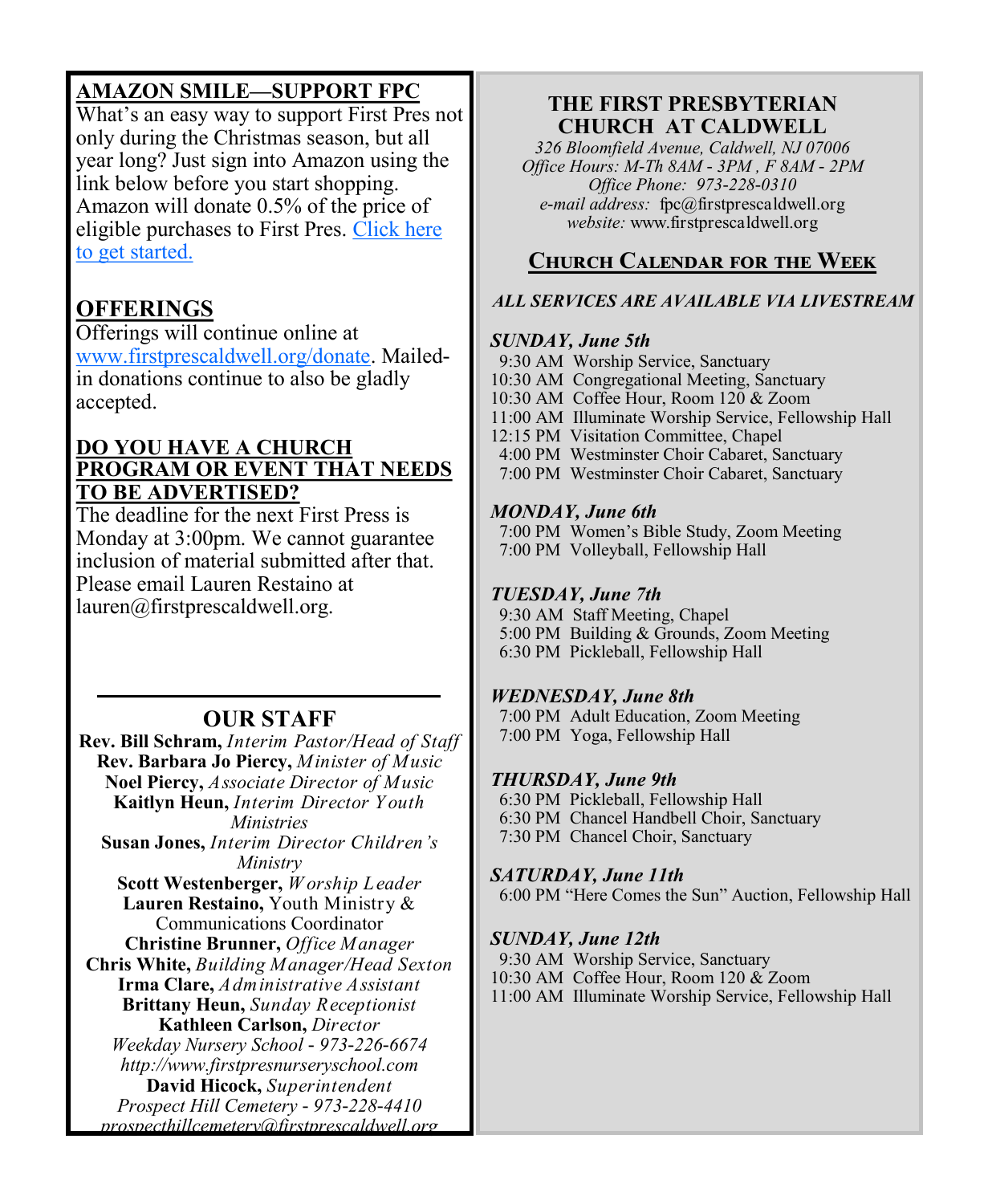## AMAZON SMILE—SUPPORT FPC

What's an easy way to support First Pres not only during the Christmas season, but all year long? Just sign into Amazon using the link below before you start shopping. Amazon will donate 0.5% of the price of eligible purchases to First Pres. Click here to get started.

## OFFERINGS

Offerings will continue online at www.firstprescaldwell.org/donate. Mailed-in donations continue to also be gladly accepted.

## DO YOU HAVE A CHURCH PROGRAM OR EVENT THAT NEEDS TO BE ADVERTISED?

The deadline for the next First Press is Monday at 3:00pm. We cannot guarantee inclusion of material submitted after that. Please email Lauren Restaino at lauren@firstprescaldwell.org.

## OUR STAFF

**Rev. Bill Schram,** *Interim Pastor/Head of Staff*
**Rev. Barbara Jo Piercy,** *Minister of Music*
**Noel Piercy,** *Associate Director of Music*
**Kaitlyn Heun,** *Interim Director Youth Ministries*
**Susan Jones,** *Interim Director Children's Ministry*
**Scott Westenberger,** *Worship Leader*
**Lauren Restaino,** Youth Ministry & Communications Coordinator
**Christine Brunner,** *Office Manager*
**Chris White,** *Building Manager/Head Sexton*
**Irma Clare,** *Administrative Assistant*
**Brittany Heun,** *Sunday Receptionist*
**Kathleen Carlson,** *Director Weekday Nursery School - 973-226-6674*
*http://www.firstpresnurseryschool.com*
**David Hicock,** *Superintendent Prospect Hill Cemetery - 973-228-4410*
*prospecthillcemetery@firstprescaldwell.org*

# THE FIRST PRESBYTERIAN CHURCH AT CALDWELL

*326 Bloomfield Avenue, Caldwell, NJ 07006*
*Office Hours: M-Th 8AM - 3PM , F 8AM - 2PM*
*Office Phone: 973-228-0310*
*e-mail address:* fpc@firstprescaldwell.org
*website:* www.firstprescaldwell.org

## Church Calendar for the Week

***ALL SERVICES ARE AVAILABLE VIA LIVESTREAM***

***SUNDAY, June 5th***
9:30 AM Worship Service, Sanctuary
10:30 AM Congregational Meeting, Sanctuary
10:30 AM Coffee Hour, Room 120 & Zoom
11:00 AM Illuminate Worship Service, Fellowship Hall
12:15 PM Visitation Committee, Chapel
4:00 PM Westminster Choir Cabaret, Sanctuary
7:00 PM Westminster Choir Cabaret, Sanctuary

***MONDAY, June 6th***
7:00 PM Women's Bible Study, Zoom Meeting
7:00 PM Volleyball, Fellowship Hall

***TUESDAY, June 7th***
9:30 AM Staff Meeting, Chapel
5:00 PM Building & Grounds, Zoom Meeting
6:30 PM Pickleball, Fellowship Hall

***WEDNESDAY, June 8th***
7:00 PM Adult Education, Zoom Meeting
7:00 PM Yoga, Fellowship Hall

***THURSDAY, June 9th***
6:30 PM Pickleball, Fellowship Hall
6:30 PM Chancel Handbell Choir, Sanctuary
7:30 PM Chancel Choir, Sanctuary

***SATURDAY, June 11th***
6:00 PM "Here Comes the Sun" Auction, Fellowship Hall

***SUNDAY, June 12th***
9:30 AM Worship Service, Sanctuary
10:30 AM Coffee Hour, Room 120 & Zoom
11:00 AM Illuminate Worship Service, Fellowship Hall